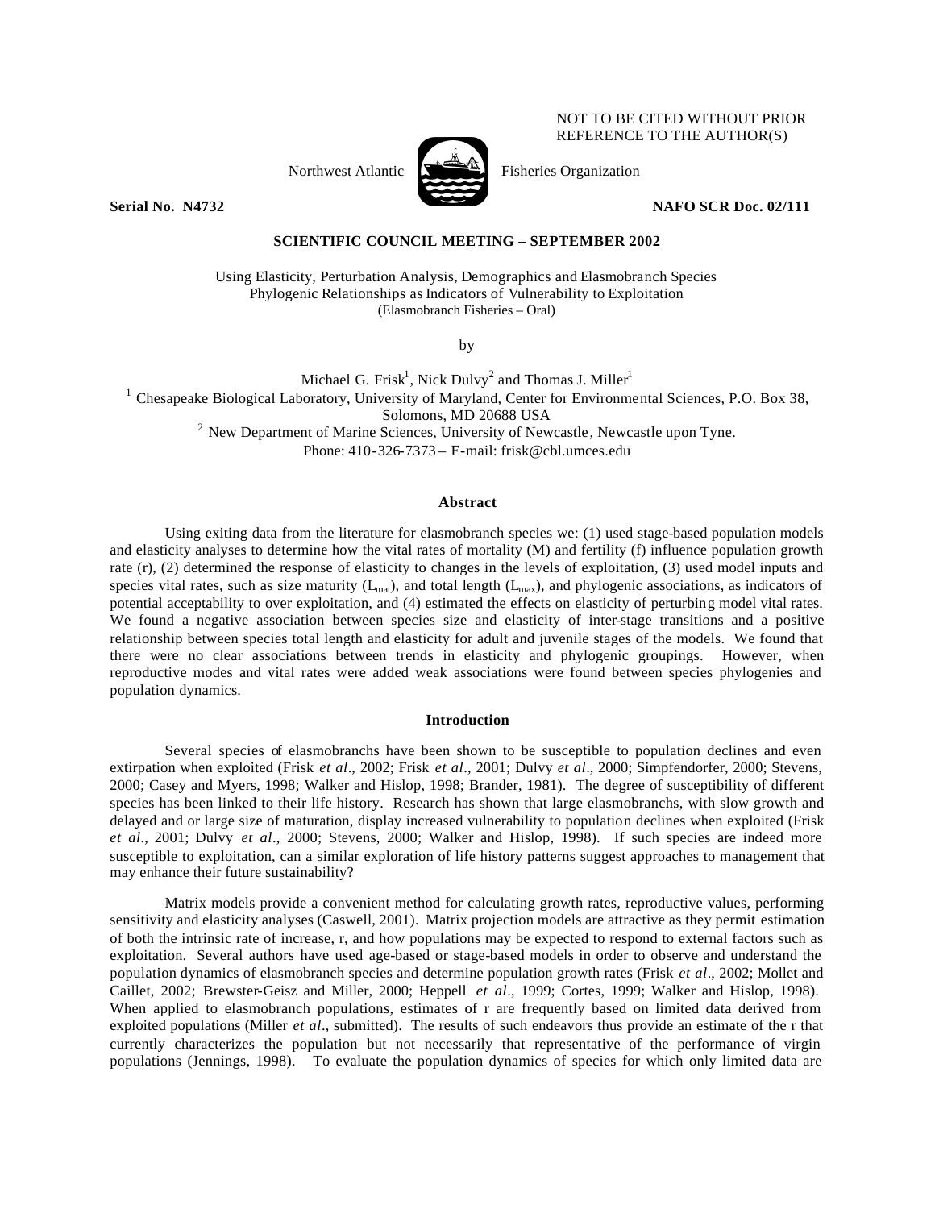NOT TO BE CITED WITHOUT PRIOR REFERENCE TO THE AUTHOR(S)

Northwest Atlantic Fisheries Organization

**Serial No. N4732** **NAFO SCR Doc. 02/111**

**SCIENTIFIC COUNCIL MEETING – SEPTEMBER 2002**

Using Elasticity, Perturbation Analysis, Demographics and Elasmobranch Species Phylogenic Relationships as Indicators of Vulnerability to Exploitation
(Elasmobranch Fisheries – Oral)

by

Michael G. Frisk[1], Nick Dulvy[2] and Thomas J. Miller[1]

[1] Chesapeake Biological Laboratory, University of Maryland, Center for Environmental Sciences, P.O. Box 38, Solomons, MD 20688 USA

[2] New Department of Marine Sciences, University of Newcastle, Newcastle upon Tyne.

Phone: 410-326-7373 – E-mail: frisk@cbl.umces.edu

## Abstract

Using exiting data from the literature for elasmobranch species we: (1) used stage-based population models and elasticity analyses to determine how the vital rates of mortality (M) and fertility (f) influence population growth rate (r), (2) determined the response of elasticity to changes in the levels of exploitation, (3) used model inputs and species vital rates, such as size maturity ($L_{mat}$), and total length ($L_{max}$), and phylogenic associations, as indicators of potential acceptability to over exploitation, and (4) estimated the effects on elasticity of perturbing model vital rates. We found a negative association between species size and elasticity of inter-stage transitions and a positive relationship between species total length and elasticity for adult and juvenile stages of the models. We found that there were no clear associations between trends in elasticity and phylogenic groupings. However, when reproductive modes and vital rates were added weak associations were found between species phylogenies and population dynamics.

## Introduction

Several species of elasmobranchs have been shown to be susceptible to population declines and even extirpation when exploited (Frisk *et al*., 2002; Frisk *et al*., 2001; Dulvy *et al*., 2000; Simpfendorfer, 2000; Stevens, 2000; Casey and Myers, 1998; Walker and Hislop, 1998; Brander, 1981). The degree of susceptibility of different species has been linked to their life history. Research has shown that large elasmobranchs, with slow growth and delayed and or large size of maturation, display increased vulnerability to population declines when exploited (Frisk *et al*., 2001; Dulvy *et al*., 2000; Stevens, 2000; Walker and Hislop, 1998). If such species are indeed more susceptible to exploitation, can a similar exploration of life history patterns suggest approaches to management that may enhance their future sustainability?

Matrix models provide a convenient method for calculating growth rates, reproductive values, performing sensitivity and elasticity analyses (Caswell, 2001). Matrix projection models are attractive as they permit estimation of both the intrinsic rate of increase, r, and how populations may be expected to respond to external factors such as exploitation. Several authors have used age-based or stage-based models in order to observe and understand the population dynamics of elasmobranch species and determine population growth rates (Frisk *et al*., 2002; Mollet and Caillet, 2002; Brewster-Geisz and Miller, 2000; Heppell *et al*., 1999; Cortes, 1999; Walker and Hislop, 1998). When applied to elasmobranch populations, estimates of r are frequently based on limited data derived from exploited populations (Miller *et al*., submitted). The results of such endeavors thus provide an estimate of the r that currently characterizes the population but not necessarily that representative of the performance of virgin populations (Jennings, 1998). To evaluate the population dynamics of species for which only limited data are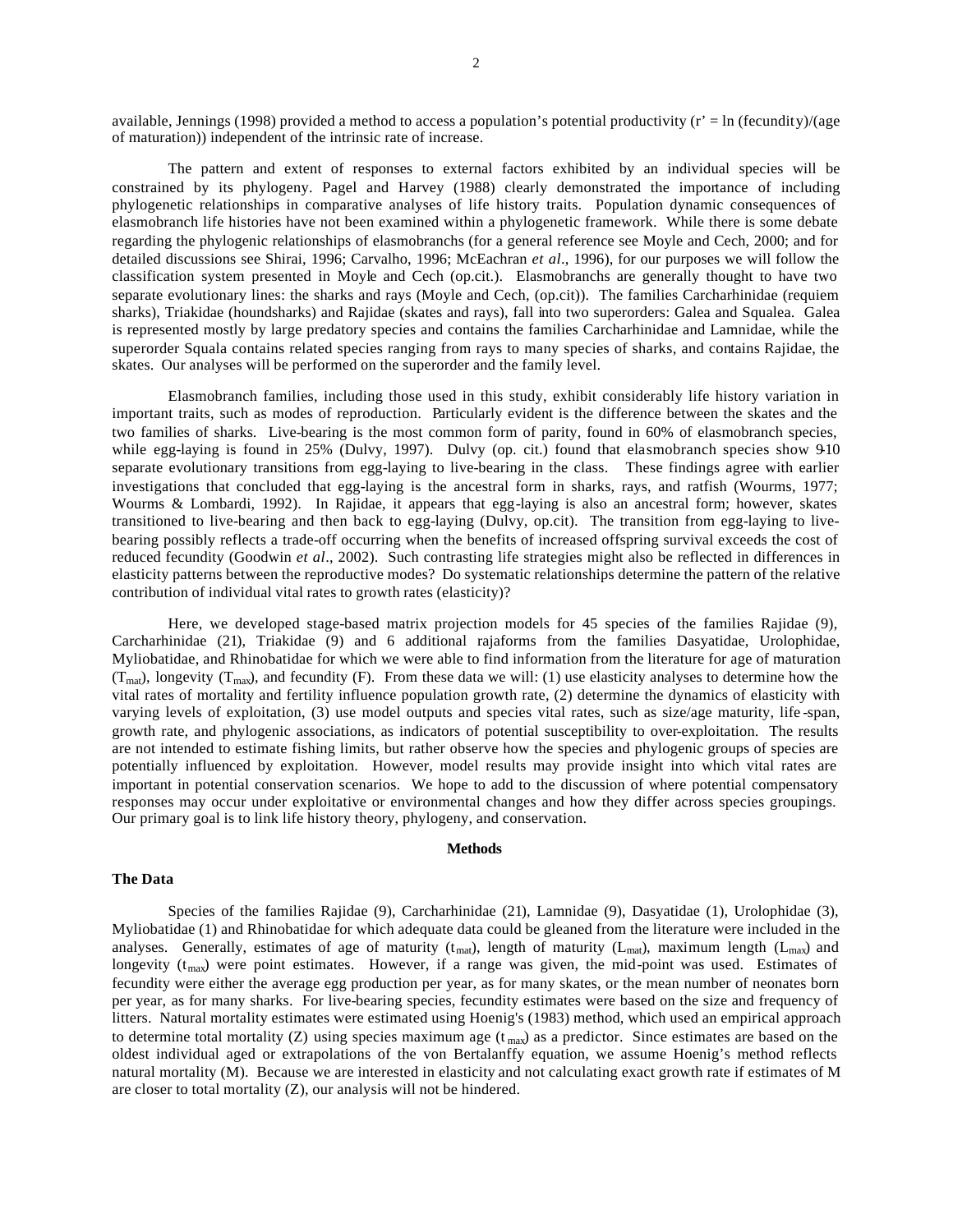available, Jennings (1998) provided a method to access a population's potential productivity (r' = ln (fecundity)/(age of maturation)) independent of the intrinsic rate of increase.

The pattern and extent of responses to external factors exhibited by an individual species will be constrained by its phylogeny. Pagel and Harvey (1988) clearly demonstrated the importance of including phylogenetic relationships in comparative analyses of life history traits. Population dynamic consequences of elasmobranch life histories have not been examined within a phylogenetic framework. While there is some debate regarding the phylogenic relationships of elasmobranchs (for a general reference see Moyle and Cech, 2000; and for detailed discussions see Shirai, 1996; Carvalho, 1996; McEachran *et al*., 1996), for our purposes we will follow the classification system presented in Moyle and Cech (op.cit.). Elasmobranchs are generally thought to have two separate evolutionary lines: the sharks and rays (Moyle and Cech, (op.cit)). The families Carcharhinidae (requiem sharks), Triakidae (houndsharks) and Rajidae (skates and rays), fall into two superorders: Galea and Squalea. Galea is represented mostly by large predatory species and contains the families Carcharhinidae and Lamnidae, while the superorder Squala contains related species ranging from rays to many species of sharks, and contains Rajidae, the skates. Our analyses will be performed on the superorder and the family level.

Elasmobranch families, including those used in this study, exhibit considerably life history variation in important traits, such as modes of reproduction. Particularly evident is the difference between the skates and the two families of sharks. Live-bearing is the most common form of parity, found in 60% of elasmobranch species, while egg-laying is found in 25% (Dulvy, 1997). Dulvy (op. cit.) found that elasmobranch species show 9-10 separate evolutionary transitions from egg-laying to live-bearing in the class. These findings agree with earlier investigations that concluded that egg-laying is the ancestral form in sharks, rays, and ratfish (Wourms, 1977; Wourms & Lombardi, 1992). In Rajidae, it appears that egg-laying is also an ancestral form; however, skates transitioned to live-bearing and then back to egg-laying (Dulvy, op.cit). The transition from egg-laying to live-bearing possibly reflects a trade-off occurring when the benefits of increased offspring survival exceeds the cost of reduced fecundity (Goodwin *et al*., 2002). Such contrasting life strategies might also be reflected in differences in elasticity patterns between the reproductive modes? Do systematic relationships determine the pattern of the relative contribution of individual vital rates to growth rates (elasticity)?

Here, we developed stage-based matrix projection models for 45 species of the families Rajidae (9), Carcharhinidae (21), Triakidae (9) and 6 additional rajaforms from the families Dasyatidae, Urolophidae, Myliobatidae, and Rhinobatidae for which we were able to find information from the literature for age of maturation ($T_{mat}$), longevity ($T_{max}$), and fecundity (F). From these data we will: (1) use elasticity analyses to determine how the vital rates of mortality and fertility influence population growth rate, (2) determine the dynamics of elasticity with varying levels of exploitation, (3) use model outputs and species vital rates, such as size/age maturity, life-span, growth rate, and phylogenic associations, as indicators of potential susceptibility to over-exploitation. The results are not intended to estimate fishing limits, but rather observe how the species and phylogenic groups of species are potentially influenced by exploitation. However, model results may provide insight into which vital rates are important in potential conservation scenarios. We hope to add to the discussion of where potential compensatory responses may occur under exploitative or environmental changes and how they differ across species groupings. Our primary goal is to link life history theory, phylogeny, and conservation.

## Methods

### The Data

Species of the families Rajidae (9), Carcharhinidae (21), Lamnidae (9), Dasyatidae (1), Urolophidae (3), Myliobatidae (1) and Rhinobatidae for which adequate data could be gleaned from the literature were included in the analyses. Generally, estimates of age of maturity ($t_{mat}$), length of maturity ($L_{mat}$), maximum length ($L_{max}$) and longevity ($t_{max}$) were point estimates. However, if a range was given, the mid-point was used. Estimates of fecundity were either the average egg production per year, as for many skates, or the mean number of neonates born per year, as for many sharks. For live-bearing species, fecundity estimates were based on the size and frequency of litters. Natural mortality estimates were estimated using Hoenig's (1983) method, which used an empirical approach to determine total mortality (Z) using species maximum age ($t_{max}$) as a predictor. Since estimates are based on the oldest individual aged or extrapolations of the von Bertalanffy equation, we assume Hoenig's method reflects natural mortality (M). Because we are interested in elasticity and not calculating exact growth rate if estimates of M are closer to total mortality (Z), our analysis will not be hindered.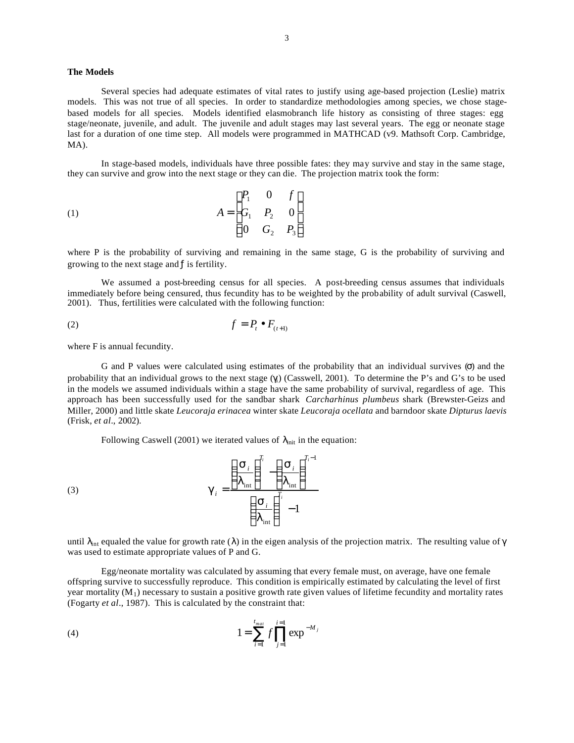**The Models**

Several species had adequate estimates of vital rates to justify using age-based projection (Leslie) matrix models. This was not true of all species. In order to standardize methodologies among species, we chose stage-based models for all species. Models identified elasmobranch life history as consisting of three stages: egg stage/neonate, juvenile, and adult. The juvenile and adult stages may last several years. The egg or neonate stage last for a duration of one time step. All models were programmed in MATHCAD (v9. Mathsoft Corp. Cambridge, MA).

In stage-based models, individuals have three possible fates: they may survive and stay in the same stage, they can survive and grow into the next stage or they can die. The projection matrix took the form:

$$A = \begin{bmatrix} P_1 & 0 & f \\ G_1 & P_2 & 0 \\ 0 & G_2 & P_3 \end{bmatrix} \tag{1}$$

where P is the probability of surviving and remaining in the same stage, G is the probability of surviving and growing to the next stage and $f$ is fertility.

We assumed a post-breeding census for all species. A post-breeding census assumes that individuals immediately before being censured, thus fecundity has to be weighted by the probability of adult survival (Caswell, 2001). Thus, fertilities were calculated with the following function:

$$f = P_t \bullet F_{(t+1)} \tag{2}$$

where F is annual fecundity.

G and P values were calculated using estimates of the probability that an individual survives ($\sigma$) and the probability that an individual grows to the next stage ($\gamma$) (Casswell, 2001). To determine the P's and G's to be used in the models we assumed individuals within a stage have the same probability of survival, regardless of age. This approach has been successfully used for the sandbar shark *Carcharhinus plumbeus* shark (Brewster-Geizs and Miller, 2000) and little skate *Leucoraja erinacea* winter skate *Leucoraja ocellata* and barndoor skate *Dipturus laevis* (Frisk, *et al*., 2002).

Following Caswell (2001) we iterated values of $\lambda_{init}$ in the equation:

$$\gamma_i = \frac{\left(\frac{\sigma_i}{\lambda_{\text{int}}}\right)^{T_i} - \left(\frac{\sigma_i}{\lambda_{\text{int}}}\right)^{T_i - 1}}{\left(\frac{\sigma_i}{\lambda_{\text{int}}}\right)^{T_i} - 1} \tag{3}$$

until $\lambda_{int}$ equaled the value for growth rate ($\lambda$) in the eigen analysis of the projection matrix. The resulting value of $\gamma$ was used to estimate appropriate values of P and G.

Egg/neonate mortality was calculated by assuming that every female must, on average, have one female offspring survive to successfully reproduce. This condition is empirically estimated by calculating the level of first year mortality ($M_1$) necessary to sustain a positive growth rate given values of lifetime fecundity and mortality rates (Fogarty *et al*., 1987). This is calculated by the constraint that:

$$1 = \sum_{i=1}^{t_{mat}} f \prod_{j=1}^{i=1} \exp^{-M_j} \tag{4}$$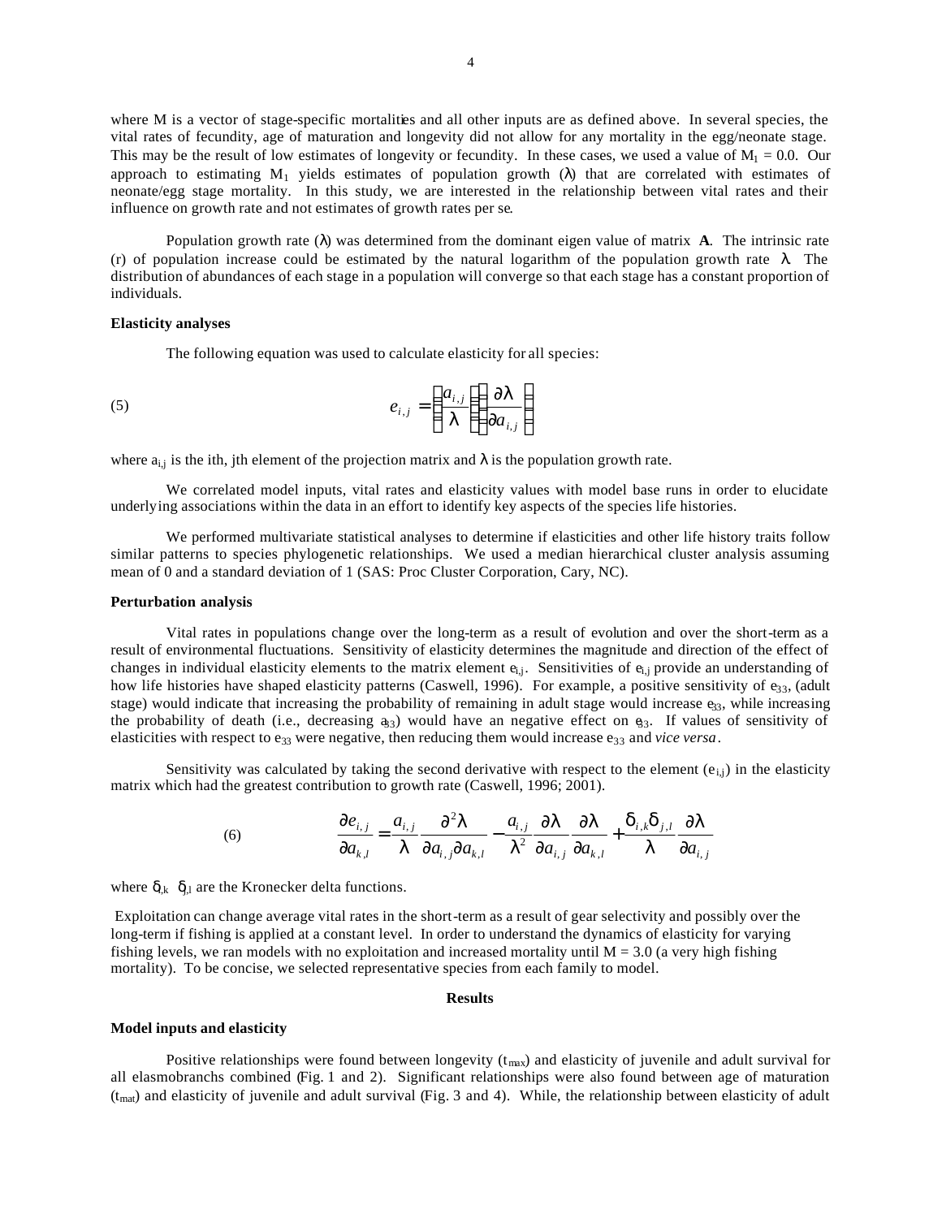where M is a vector of stage-specific mortalities and all other inputs are as defined above. In several species, the vital rates of fecundity, age of maturation and longevity did not allow for any mortality in the egg/neonate stage. This may be the result of low estimates of longevity or fecundity. In these cases, we used a value of $M_1 = 0.0$. Our approach to estimating $M_1$ yields estimates of population growth ($\lambda$) that are correlated with estimates of neonate/egg stage mortality. In this study, we are interested in the relationship between vital rates and their influence on growth rate and not estimates of growth rates per se.

Population growth rate ($\lambda$) was determined from the dominant eigen value of matrix **A**. The intrinsic rate (r) of population increase could be estimated by the natural logarithm of the population growth rate $\lambda$. The distribution of abundances of each stage in a population will converge so that each stage has a constant proportion of individuals.

### Elasticity analyses

The following equation was used to calculate elasticity for all species:

$$e_{i,j} = \left(\frac{a_{i,j}}{\lambda}\right)\left(\frac{\partial \lambda}{\partial a_{i,j}}\right) \tag{5}$$

where $a_{i,j}$ is the ith, jth element of the projection matrix and $\lambda$ is the population growth rate.

We correlated model inputs, vital rates and elasticity values with model base runs in order to elucidate underlying associations within the data in an effort to identify key aspects of the species life histories.

We performed multivariate statistical analyses to determine if elasticities and other life history traits follow similar patterns to species phylogenetic relationships. We used a median hierarchical cluster analysis assuming mean of 0 and a standard deviation of 1 (SAS: Proc Cluster Corporation, Cary, NC).

### Perturbation analysis

Vital rates in populations change over the long-term as a result of evolution and over the short-term as a result of environmental fluctuations. Sensitivity of elasticity determines the magnitude and direction of the effect of changes in individual elasticity elements to the matrix element $e_{i,j}$. Sensitivities of $e_{i,j}$ provide an understanding of how life histories have shaped elasticity patterns (Caswell, 1996). For example, a positive sensitivity of $e_{33}$, (adult stage) would indicate that increasing the probability of remaining in adult stage would increase $e_{33}$, while increasing the probability of death (i.e., decreasing $a_{33}$) would have an negative effect on $e_{33}$. If values of sensitivity of elasticities with respect to $e_{33}$ were negative, then reducing them would increase $e_{33}$ and *vice versa*.

Sensitivity was calculated by taking the second derivative with respect to the element ($e_{i,j}$) in the elasticity matrix which had the greatest contribution to growth rate (Caswell, 1996; 2001).

$$\frac{\partial e_{i,j}}{\partial a_{k,l}} = \frac{a_{i,j}}{\lambda}\frac{\partial^2 \lambda}{\partial a_{i,j}\partial a_{k,l}} - \frac{a_{i,j}}{\lambda^2}\frac{\partial \lambda}{\partial a_{i,j}}\frac{\partial \lambda}{\partial a_{k,l}} + \frac{\delta_{i,k}\delta_{j,l}}{\lambda}\frac{\partial \lambda}{\partial a_{i,j}} \tag{6}$$

where $\delta_{i,k}$ $\delta_{j,l}$ are the Kronecker delta functions.

Exploitation can change average vital rates in the short-term as a result of gear selectivity and possibly over the long-term if fishing is applied at a constant level. In order to understand the dynamics of elasticity for varying fishing levels, we ran models with no exploitation and increased mortality until $M = 3.0$ (a very high fishing mortality). To be concise, we selected representative species from each family to model.

## Results

### Model inputs and elasticity

Positive relationships were found between longevity ($t_{max}$) and elasticity of juvenile and adult survival for all elasmobranchs combined (Fig. 1 and 2). Significant relationships were also found between age of maturation ($t_{mat}$) and elasticity of juvenile and adult survival (Fig. 3 and 4). While, the relationship between elasticity of adult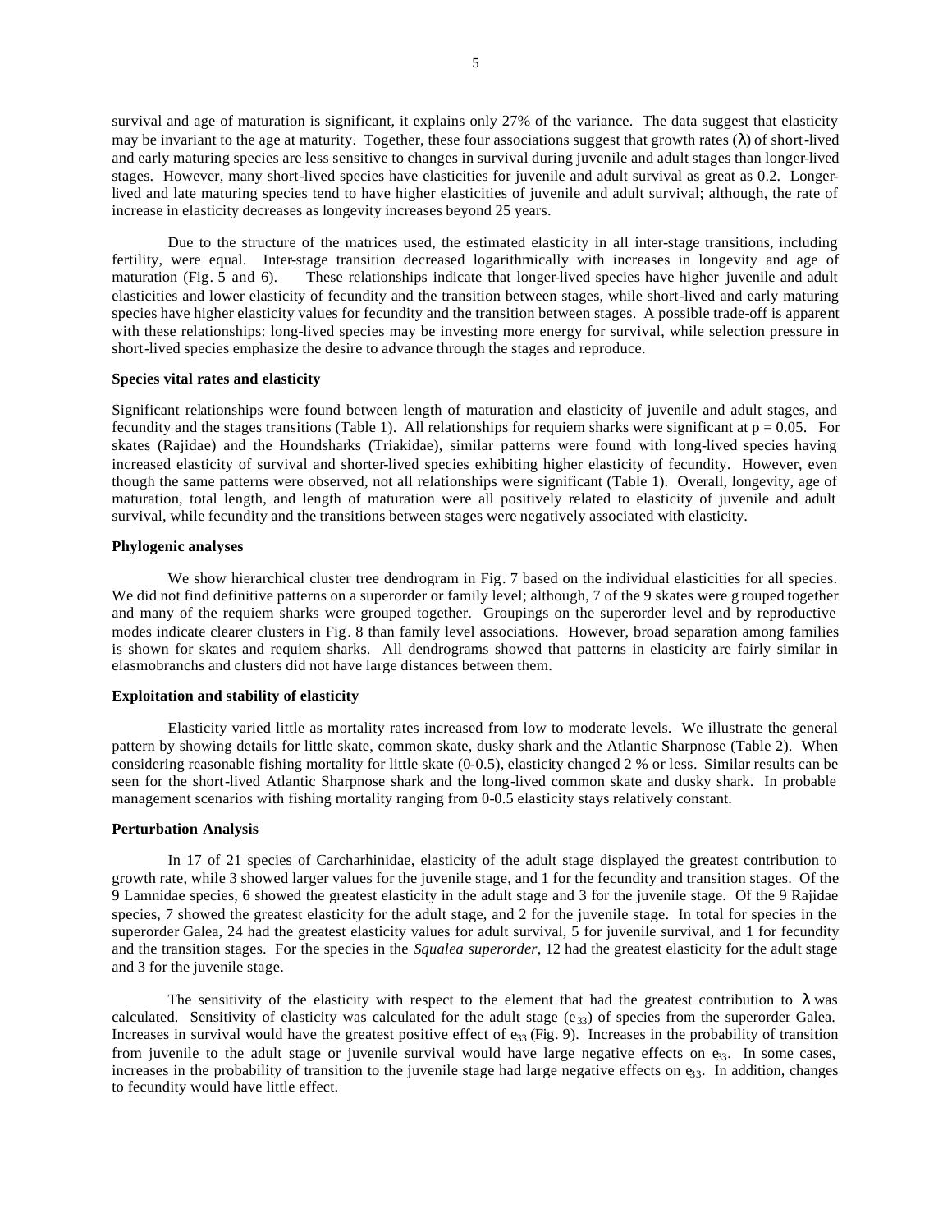survival and age of maturation is significant, it explains only 27% of the variance. The data suggest that elasticity may be invariant to the age at maturity. Together, these four associations suggest that growth rates ($\lambda$) of short-lived and early maturing species are less sensitive to changes in survival during juvenile and adult stages than longer-lived stages. However, many short-lived species have elasticities for juvenile and adult survival as great as 0.2. Longer-lived and late maturing species tend to have higher elasticities of juvenile and adult survival; although, the rate of increase in elasticity decreases as longevity increases beyond 25 years.

Due to the structure of the matrices used, the estimated elasticity in all inter-stage transitions, including fertility, were equal. Inter-stage transition decreased logarithmically with increases in longevity and age of maturation (Fig. 5 and 6). These relationships indicate that longer-lived species have higher juvenile and adult elasticities and lower elasticity of fecundity and the transition between stages, while short-lived and early maturing species have higher elasticity values for fecundity and the transition between stages. A possible trade-off is apparent with these relationships: long-lived species may be investing more energy for survival, while selection pressure in short-lived species emphasize the desire to advance through the stages and reproduce.

### Species vital rates and elasticity

Significant relationships were found between length of maturation and elasticity of juvenile and adult stages, and fecundity and the stages transitions (Table 1). All relationships for requiem sharks were significant at $p = 0.05$. For skates (Rajidae) and the Houndsharks (Triakidae), similar patterns were found with long-lived species having increased elasticity of survival and shorter-lived species exhibiting higher elasticity of fecundity. However, even though the same patterns were observed, not all relationships were significant (Table 1). Overall, longevity, age of maturation, total length, and length of maturation were all positively related to elasticity of juvenile and adult survival, while fecundity and the transitions between stages were negatively associated with elasticity.

### Phylogenic analyses

We show hierarchical cluster tree dendrogram in Fig. 7 based on the individual elasticities for all species. We did not find definitive patterns on a superorder or family level; although, 7 of the 9 skates were grouped together and many of the requiem sharks were grouped together. Groupings on the superorder level and by reproductive modes indicate clearer clusters in Fig. 8 than family level associations. However, broad separation among families is shown for skates and requiem sharks. All dendrograms showed that patterns in elasticity are fairly similar in elasmobranchs and clusters did not have large distances between them.

### Exploitation and stability of elasticity

Elasticity varied little as mortality rates increased from low to moderate levels. We illustrate the general pattern by showing details for little skate, common skate, dusky shark and the Atlantic Sharpnose (Table 2). When considering reasonable fishing mortality for little skate (0-0.5), elasticity changed 2 % or less. Similar results can be seen for the short-lived Atlantic Sharpnose shark and the long-lived common skate and dusky shark. In probable management scenarios with fishing mortality ranging from 0-0.5 elasticity stays relatively constant.

### Perturbation Analysis

In 17 of 21 species of Carcharhinidae, elasticity of the adult stage displayed the greatest contribution to growth rate, while 3 showed larger values for the juvenile stage, and 1 for the fecundity and transition stages. Of the 9 Lamnidae species, 6 showed the greatest elasticity in the adult stage and 3 for the juvenile stage. Of the 9 Rajidae species, 7 showed the greatest elasticity for the adult stage, and 2 for the juvenile stage. In total for species in the superorder Galea, 24 had the greatest elasticity values for adult survival, 5 for juvenile survival, and 1 for fecundity and the transition stages. For the species in the *Squalea superorder*, 12 had the greatest elasticity for the adult stage and 3 for the juvenile stage.

The sensitivity of the elasticity with respect to the element that had the greatest contribution to $\lambda$ was calculated. Sensitivity of elasticity was calculated for the adult stage ($e_{33}$) of species from the superorder Galea. Increases in survival would have the greatest positive effect of $e_{33}$ (Fig. 9). Increases in the probability of transition from juvenile to the adult stage or juvenile survival would have large negative effects on $e_{33}$. In some cases, increases in the probability of transition to the juvenile stage had large negative effects on $e_{33}$. In addition, changes to fecundity would have little effect.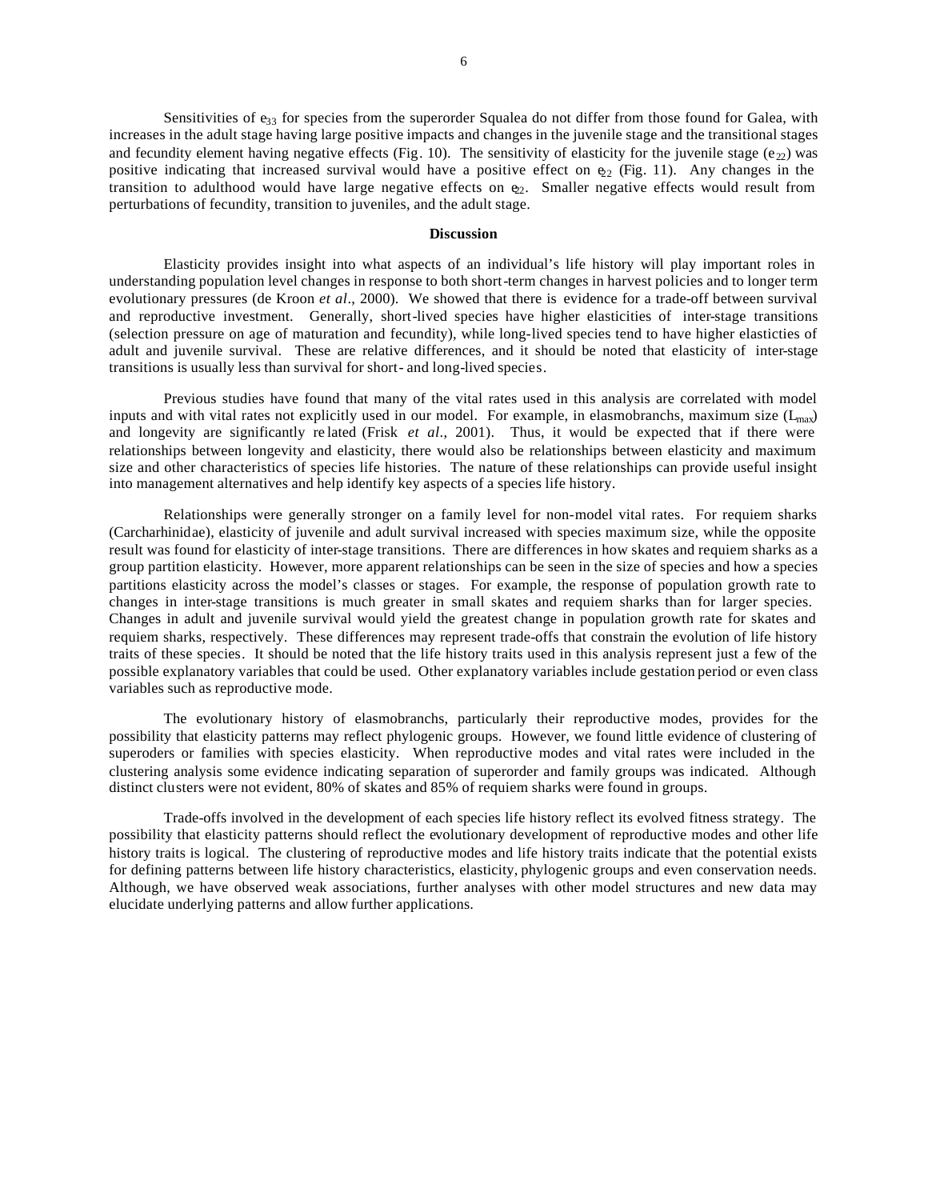Sensitivities of $e_{33}$ for species from the superorder Squalea do not differ from those found for Galea, with increases in the adult stage having large positive impacts and changes in the juvenile stage and the transitional stages and fecundity element having negative effects (Fig. 10). The sensitivity of elasticity for the juvenile stage ($e_{22}$) was positive indicating that increased survival would have a positive effect on $e_{22}$ (Fig. 11). Any changes in the transition to adulthood would have large negative effects on $e_{22}$. Smaller negative effects would result from perturbations of fecundity, transition to juveniles, and the adult stage.

## Discussion

Elasticity provides insight into what aspects of an individual's life history will play important roles in understanding population level changes in response to both short-term changes in harvest policies and to longer term evolutionary pressures (de Kroon *et al*., 2000). We showed that there is evidence for a trade-off between survival and reproductive investment. Generally, short-lived species have higher elasticities of inter-stage transitions (selection pressure on age of maturation and fecundity), while long-lived species tend to have higher elasticties of adult and juvenile survival. These are relative differences, and it should be noted that elasticity of inter-stage transitions is usually less than survival for short- and long-lived species.

Previous studies have found that many of the vital rates used in this analysis are correlated with model inputs and with vital rates not explicitly used in our model. For example, in elasmobranchs, maximum size ($L_{max}$) and longevity are significantly related (Frisk *et al*., 2001). Thus, it would be expected that if there were relationships between longevity and elasticity, there would also be relationships between elasticity and maximum size and other characteristics of species life histories. The nature of these relationships can provide useful insight into management alternatives and help identify key aspects of a species life history.

Relationships were generally stronger on a family level for non-model vital rates. For requiem sharks (Carcharhinidae), elasticity of juvenile and adult survival increased with species maximum size, while the opposite result was found for elasticity of inter-stage transitions. There are differences in how skates and requiem sharks as a group partition elasticity. However, more apparent relationships can be seen in the size of species and how a species partitions elasticity across the model's classes or stages. For example, the response of population growth rate to changes in inter-stage transitions is much greater in small skates and requiem sharks than for larger species. Changes in adult and juvenile survival would yield the greatest change in population growth rate for skates and requiem sharks, respectively. These differences may represent trade-offs that constrain the evolution of life history traits of these species. It should be noted that the life history traits used in this analysis represent just a few of the possible explanatory variables that could be used. Other explanatory variables include gestation period or even class variables such as reproductive mode.

The evolutionary history of elasmobranchs, particularly their reproductive modes, provides for the possibility that elasticity patterns may reflect phylogenic groups. However, we found little evidence of clustering of superoders or families with species elasticity. When reproductive modes and vital rates were included in the clustering analysis some evidence indicating separation of superorder and family groups was indicated. Although distinct clusters were not evident, 80% of skates and 85% of requiem sharks were found in groups.

Trade-offs involved in the development of each species life history reflect its evolved fitness strategy. The possibility that elasticity patterns should reflect the evolutionary development of reproductive modes and other life history traits is logical. The clustering of reproductive modes and life history traits indicate that the potential exists for defining patterns between life history characteristics, elasticity, phylogenic groups and even conservation needs. Although, we have observed weak associations, further analyses with other model structures and new data may elucidate underlying patterns and allow further applications.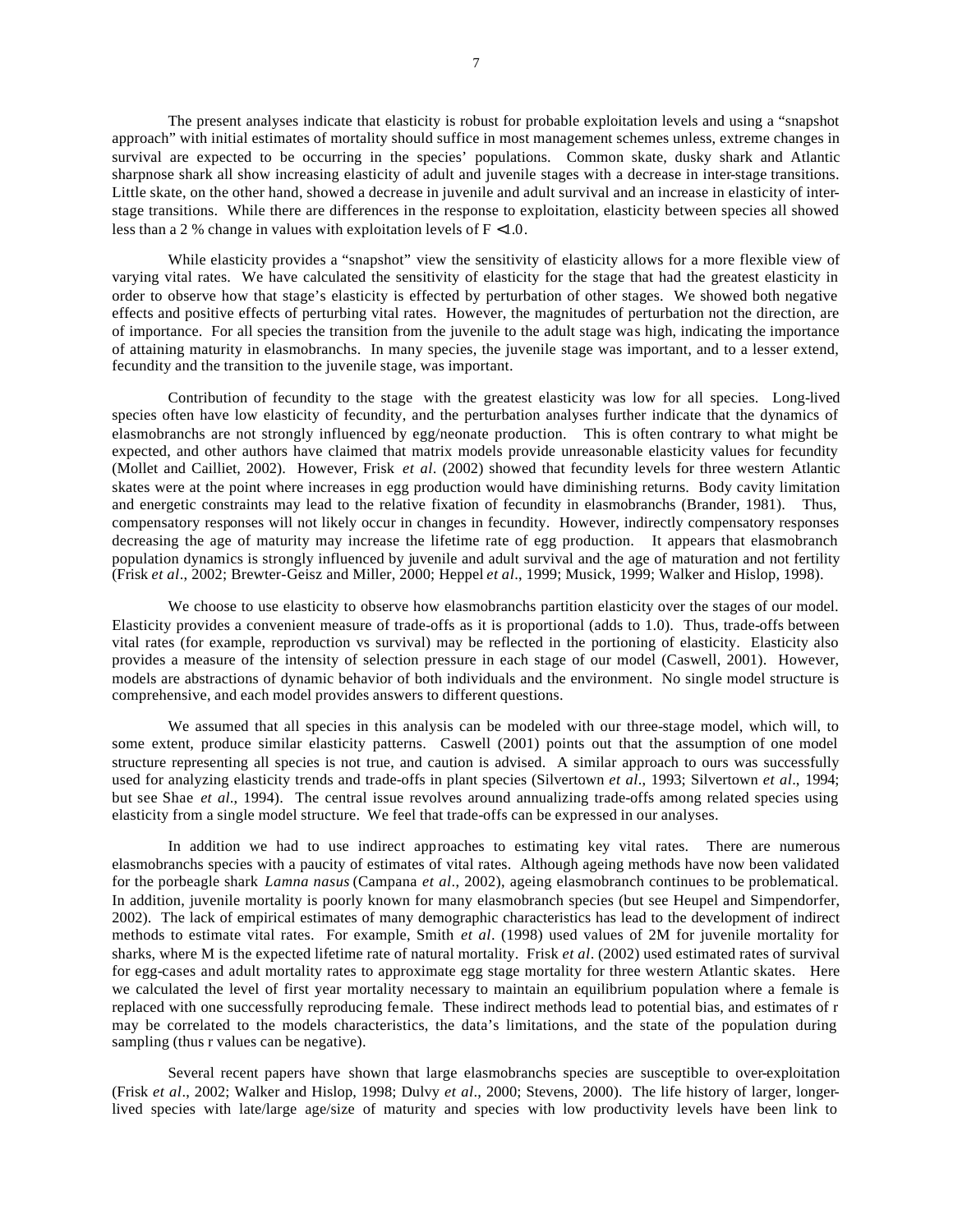The present analyses indicate that elasticity is robust for probable exploitation levels and using a "snapshot approach" with initial estimates of mortality should suffice in most management schemes unless, extreme changes in survival are expected to be occurring in the species' populations. Common skate, dusky shark and Atlantic sharpnose shark all show increasing elasticity of adult and juvenile stages with a decrease in inter-stage transitions. Little skate, on the other hand, showed a decrease in juvenile and adult survival and an increase in elasticity of inter-stage transitions. While there are differences in the response to exploitation, elasticity between species all showed less than a 2 % change in values with exploitation levels of $F < 1.0$.

While elasticity provides a "snapshot" view the sensitivity of elasticity allows for a more flexible view of varying vital rates. We have calculated the sensitivity of elasticity for the stage that had the greatest elasticity in order to observe how that stage's elasticity is effected by perturbation of other stages. We showed both negative effects and positive effects of perturbing vital rates. However, the magnitudes of perturbation not the direction, are of importance. For all species the transition from the juvenile to the adult stage was high, indicating the importance of attaining maturity in elasmobranchs. In many species, the juvenile stage was important, and to a lesser extend, fecundity and the transition to the juvenile stage, was important.

Contribution of fecundity to the stage with the greatest elasticity was low for all species. Long-lived species often have low elasticity of fecundity, and the perturbation analyses further indicate that the dynamics of elasmobranchs are not strongly influenced by egg/neonate production. This is often contrary to what might be expected, and other authors have claimed that matrix models provide unreasonable elasticity values for fecundity (Mollet and Cailliet, 2002). However, Frisk *et al*. (2002) showed that fecundity levels for three western Atlantic skates were at the point where increases in egg production would have diminishing returns. Body cavity limitation and energetic constraints may lead to the relative fixation of fecundity in elasmobranchs (Brander, 1981). Thus, compensatory responses will not likely occur in changes in fecundity. However, indirectly compensatory responses decreasing the age of maturity may increase the lifetime rate of egg production. It appears that elasmobranch population dynamics is strongly influenced by juvenile and adult survival and the age of maturation and not fertility (Frisk *et al*., 2002; Brewter-Geisz and Miller, 2000; Heppel *et al*., 1999; Musick, 1999; Walker and Hislop, 1998).

We choose to use elasticity to observe how elasmobranchs partition elasticity over the stages of our model. Elasticity provides a convenient measure of trade-offs as it is proportional (adds to 1.0). Thus, trade-offs between vital rates (for example, reproduction vs survival) may be reflected in the portioning of elasticity. Elasticity also provides a measure of the intensity of selection pressure in each stage of our model (Caswell, 2001). However, models are abstractions of dynamic behavior of both individuals and the environment. No single model structure is comprehensive, and each model provides answers to different questions.

We assumed that all species in this analysis can be modeled with our three-stage model, which will, to some extent, produce similar elasticity patterns. Caswell (2001) points out that the assumption of one model structure representing all species is not true, and caution is advised. A similar approach to ours was successfully used for analyzing elasticity trends and trade-offs in plant species (Silvertown *et al*., 1993; Silvertown *et al*., 1994; but see Shae *et al*., 1994). The central issue revolves around annualizing trade-offs among related species using elasticity from a single model structure. We feel that trade-offs can be expressed in our analyses.

In addition we had to use indirect approaches to estimating key vital rates. There are numerous elasmobranchs species with a paucity of estimates of vital rates. Although ageing methods have now been validated for the porbeagle shark *Lamna nasus* (Campana *et al*., 2002), ageing elasmobranch continues to be problematical. In addition, juvenile mortality is poorly known for many elasmobranch species (but see Heupel and Simpendorfer, 2002). The lack of empirical estimates of many demographic characteristics has lead to the development of indirect methods to estimate vital rates. For example, Smith *et al*. (1998) used values of 2M for juvenile mortality for sharks, where M is the expected lifetime rate of natural mortality. Frisk *et al*. (2002) used estimated rates of survival for egg-cases and adult mortality rates to approximate egg stage mortality for three western Atlantic skates. Here we calculated the level of first year mortality necessary to maintain an equilibrium population where a female is replaced with one successfully reproducing female. These indirect methods lead to potential bias, and estimates of r may be correlated to the models characteristics, the data's limitations, and the state of the population during sampling (thus r values can be negative).

Several recent papers have shown that large elasmobranchs species are susceptible to over-exploitation (Frisk *et al*., 2002; Walker and Hislop, 1998; Dulvy *et al*., 2000; Stevens, 2000). The life history of larger, longer-lived species with late/large age/size of maturity and species with low productivity levels have been link to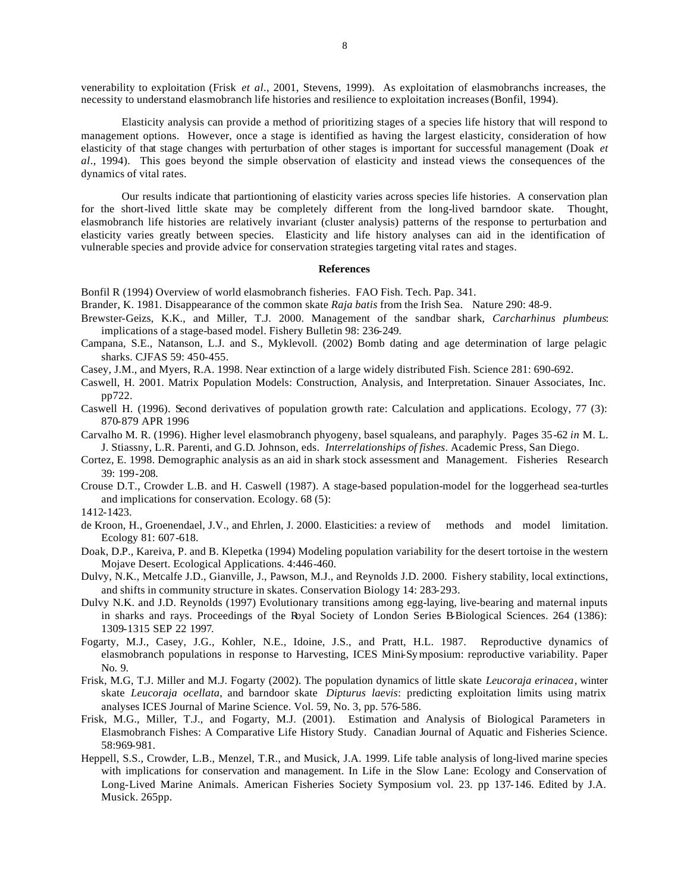venerability to exploitation (Frisk *et al*., 2001, Stevens, 1999). As exploitation of elasmobranchs increases, the necessity to understand elasmobranch life histories and resilience to exploitation increases (Bonfil, 1994).

Elasticity analysis can provide a method of prioritizing stages of a species life history that will respond to management options. However, once a stage is identified as having the largest elasticity, consideration of how elasticity of that stage changes with perturbation of other stages is important for successful management (Doak *et al*., 1994). This goes beyond the simple observation of elasticity and instead views the consequences of the dynamics of vital rates.

Our results indicate that partiontioning of elasticity varies across species life histories. A conservation plan for the short-lived little skate may be completely different from the long-lived barndoor skate. Thought, elasmobranch life histories are relatively invariant (cluster analysis) patterns of the response to perturbation and elasticity varies greatly between species. Elasticity and life history analyses can aid in the identification of vulnerable species and provide advice for conservation strategies targeting vital rates and stages.

**References**

Bonfil R (1994) Overview of world elasmobranch fisheries. FAO Fish. Tech. Pap. 341.

Brander, K. 1981. Disappearance of the common skate *Raja batis* from the Irish Sea. Nature 290: 48-9.

Brewster-Geizs, K.K., and Miller, T.J. 2000. Management of the sandbar shark, *Carcharhinus plumbeus*: implications of a stage-based model. Fishery Bulletin 98: 236-249.

Campana, S.E., Natanson, L.J. and S., Myklevoll. (2002) Bomb dating and age determination of large pelagic sharks. CJFAS 59: 450-455.

Casey, J.M., and Myers, R.A. 1998. Near extinction of a large widely distributed Fish. Science 281: 690-692.

Caswell, H. 2001. Matrix Population Models: Construction, Analysis, and Interpretation. Sinauer Associates, Inc. pp722.

Caswell H. (1996). Second derivatives of population growth rate: Calculation and applications. Ecology, 77 (3): 870-879 APR 1996

Carvalho M. R. (1996). Higher level elasmobranch phyogeny, basel squaleans, and paraphyly. Pages 35-62 *in* M. L. J. Stiassny, L.R. Parenti, and G.D. Johnson, eds. *Interrelationships of fishes*. Academic Press, San Diego.

Cortez, E. 1998. Demographic analysis as an aid in shark stock assessment and Management. Fisheries Research 39: 199-208.

Crouse D.T., Crowder L.B. and H. Caswell (1987). A stage-based population-model for the loggerhead sea-turtles and implications for conservation. Ecology. 68 (5):
1412-1423.

de Kroon, H., Groenendael, J.V., and Ehrlen, J. 2000. Elasticities: a review of methods and model limitation. Ecology 81: 607-618.

Doak, D.P., Kareiva, P. and B. Klepetka (1994) Modeling population variability for the desert tortoise in the western Mojave Desert. Ecological Applications. 4:446-460.

Dulvy, N.K., Metcalfe J.D., Gianville, J., Pawson, M.J., and Reynolds J.D. 2000. Fishery stability, local extinctions, and shifts in community structure in skates. Conservation Biology 14: 283-293.

Dulvy N.K. and J.D. Reynolds (1997) Evolutionary transitions among egg-laying, live-bearing and maternal inputs in sharks and rays. Proceedings of the Royal Society of London Series B-Biological Sciences. 264 (1386): 1309-1315 SEP 22 1997.

Fogarty, M.J., Casey, J.G., Kohler, N.E., Idoine, J.S., and Pratt, H.L. 1987. Reproductive dynamics of elasmobranch populations in response to Harvesting, ICES Mini-Symposium: reproductive variability. Paper No. 9.

Frisk, M.G, T.J. Miller and M.J. Fogarty (2002). The population dynamics of little skate *Leucoraja erinacea*, winter skate *Leucoraja ocellata*, and barndoor skate *Dipturus laevis*: predicting exploitation limits using matrix analyses ICES Journal of Marine Science. Vol. 59, No. 3, pp. 576-586.

Frisk, M.G., Miller, T.J., and Fogarty, M.J. (2001). Estimation and Analysis of Biological Parameters in Elasmobranch Fishes: A Comparative Life History Study. Canadian Journal of Aquatic and Fisheries Science. 58:969-981.

Heppell, S.S., Crowder, L.B., Menzel, T.R., and Musick, J.A. 1999. Life table analysis of long-lived marine species with implications for conservation and management. In Life in the Slow Lane: Ecology and Conservation of Long-Lived Marine Animals. American Fisheries Society Symposium vol. 23. pp 137-146. Edited by J.A. Musick. 265pp.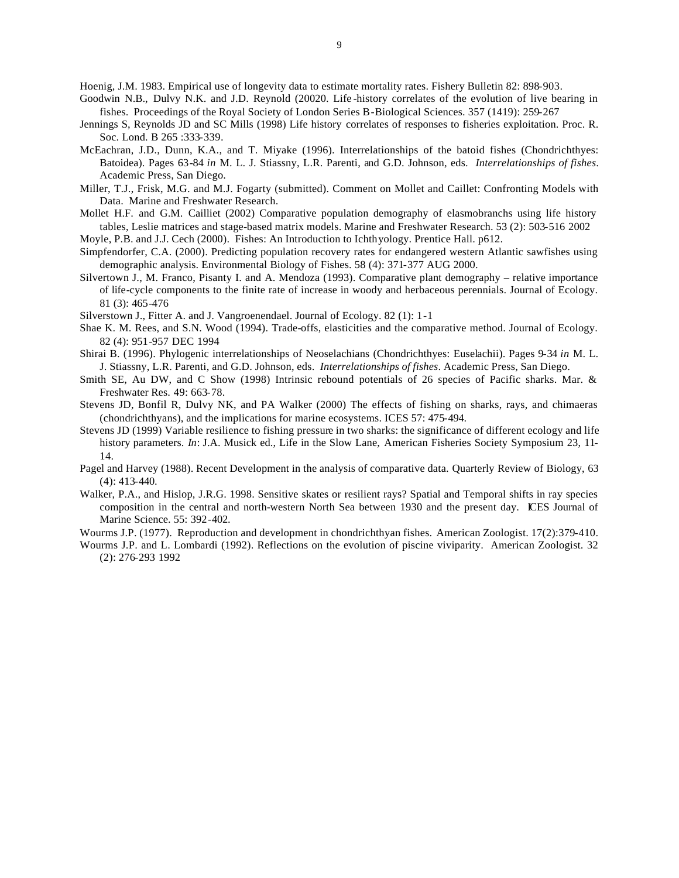Hoenig, J.M. 1983. Empirical use of longevity data to estimate mortality rates. Fishery Bulletin 82: 898-903.

Goodwin N.B., Dulvy N.K. and J.D. Reynold (20020. Life-history correlates of the evolution of live bearing in fishes. Proceedings of the Royal Society of London Series B-Biological Sciences. 357 (1419): 259-267

Jennings S, Reynolds JD and SC Mills (1998) Life history correlates of responses to fisheries exploitation. Proc. R. Soc. Lond. B 265 :333-339.

McEachran, J.D., Dunn, K.A., and T. Miyake (1996). Interrelationships of the batoid fishes (Chondrichthyes: Batoidea). Pages 63-84 *in* M. L. J. Stiassny, L.R. Parenti, and G.D. Johnson, eds. *Interrelationships of fishes*. Academic Press, San Diego.

Miller, T.J., Frisk, M.G. and M.J. Fogarty (submitted). Comment on Mollet and Caillet: Confronting Models with Data. Marine and Freshwater Research.

Mollet H.F. and G.M. Cailliet (2002) Comparative population demography of elasmobranchs using life history tables, Leslie matrices and stage-based matrix models. Marine and Freshwater Research. 53 (2): 503-516 2002

Moyle, P.B. and J.J. Cech (2000). Fishes: An Introduction to Ichthyology. Prentice Hall. p612.

Simpfendorfer, C.A. (2000). Predicting population recovery rates for endangered western Atlantic sawfishes using demographic analysis. Environmental Biology of Fishes. 58 (4): 371-377 AUG 2000.

Silvertown J., M. Franco, Pisanty I. and A. Mendoza (1993). Comparative plant demography – relative importance of life-cycle components to the finite rate of increase in woody and herbaceous perennials. Journal of Ecology. 81 (3): 465-476

Silverstown J., Fitter A. and J. Vangroenendael. Journal of Ecology. 82 (1): 1-1

Shae K. M. Rees, and S.N. Wood (1994). Trade-offs, elasticities and the comparative method. Journal of Ecology. 82 (4): 951-957 DEC 1994

Shirai B. (1996). Phylogenic interrelationships of Neoselachians (Chondrichthyes: Euselachii). Pages 9-34 *in* M. L. J. Stiassny, L.R. Parenti, and G.D. Johnson, eds. *Interrelationships of fishes*. Academic Press, San Diego.

Smith SE, Au DW, and C Show (1998) Intrinsic rebound potentials of 26 species of Pacific sharks. Mar. & Freshwater Res. 49: 663-78.

Stevens JD, Bonfil R, Dulvy NK, and PA Walker (2000) The effects of fishing on sharks, rays, and chimaeras (chondrichthyans), and the implications for marine ecosystems. ICES 57: 475-494.

Stevens JD (1999) Variable resilience to fishing pressure in two sharks: the significance of different ecology and life history parameters. *In*: J.A. Musick ed., Life in the Slow Lane, American Fisheries Society Symposium 23, 11-14.

Pagel and Harvey (1988). Recent Development in the analysis of comparative data. Quarterly Review of Biology, 63 (4): 413-440.

Walker, P.A., and Hislop, J.R.G. 1998. Sensitive skates or resilient rays? Spatial and Temporal shifts in ray species composition in the central and north-western North Sea between 1930 and the present day. ICES Journal of Marine Science. 55: 392-402.

Wourms J.P. (1977). Reproduction and development in chondrichthyan fishes. American Zoologist. 17(2):379-410.

Wourms J.P. and L. Lombardi (1992). Reflections on the evolution of piscine viviparity. American Zoologist. 32 (2): 276-293 1992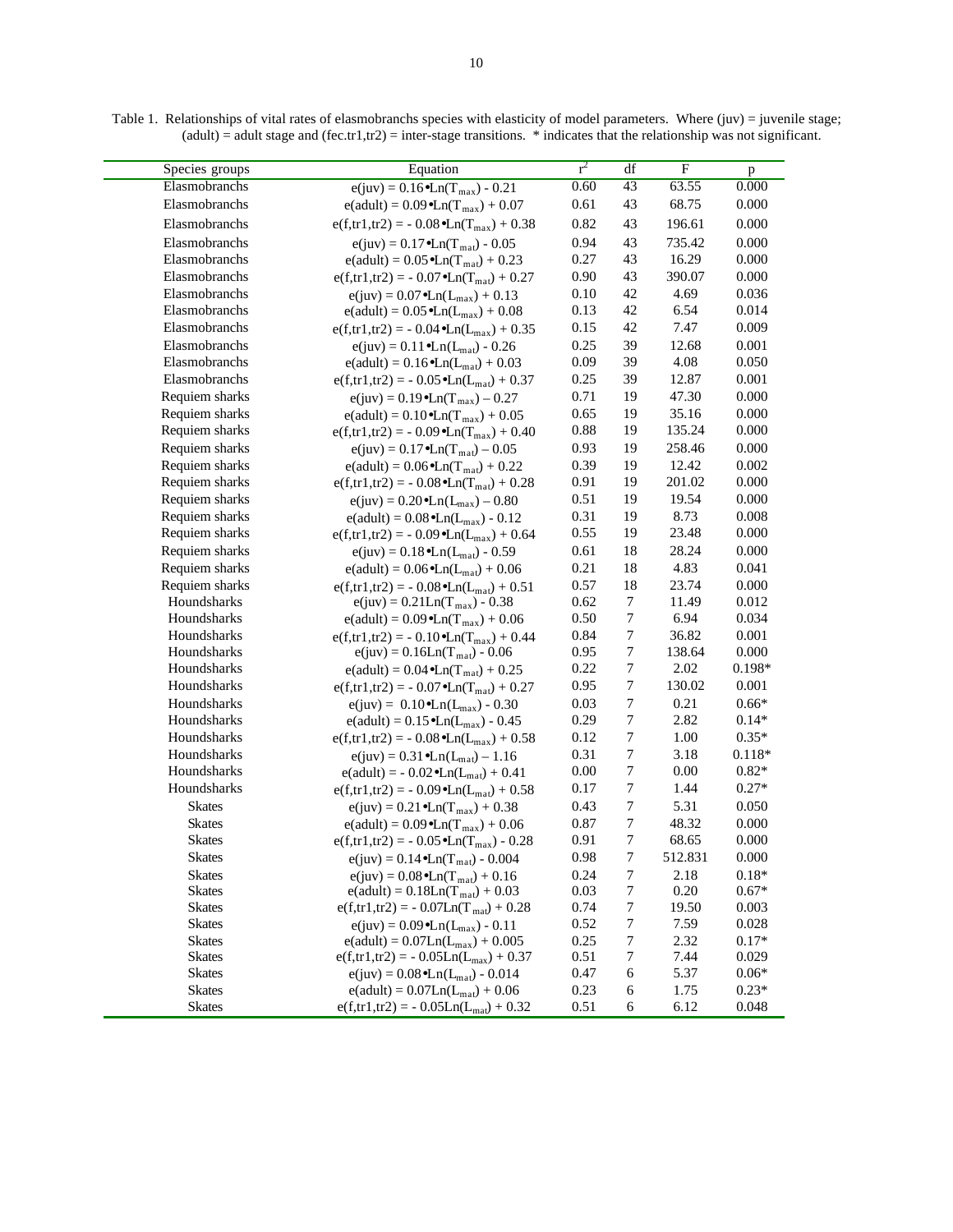Table 1. Relationships of vital rates of elasmobranchs species with elasticity of model parameters. Where (juv) = juvenile stage; (adult) = adult stage and (fec.tr1,tr2) = inter-stage transitions. * indicates that the relationship was not significant.

| Species groups | Equation | $r^2$ | df | F | p |
|---|---|---|---|---|---|
| Elasmobranchs | $e(juv) = 0.16 \cdot Ln(T_{max}) - 0.21$ | 0.60 | 43 | 63.55 | 0.000 |
| Elasmobranchs | $e(adult) = 0.09 \cdot Ln(T_{max}) + 0.07$ | 0.61 | 43 | 68.75 | 0.000 |
| Elasmobranchs | $e(f,tr1,tr2) = - 0.08 \cdot Ln(T_{max}) + 0.38$ | 0.82 | 43 | 196.61 | 0.000 |
| Elasmobranchs | $e(juv) = 0.17 \cdot Ln(T_{mat}) - 0.05$ | 0.94 | 43 | 735.42 | 0.000 |
| Elasmobranchs | $e(adult) = 0.05 \cdot Ln(T_{mat}) + 0.23$ | 0.27 | 43 | 16.29 | 0.000 |
| Elasmobranchs | $e(f,tr1,tr2) = - 0.07 \cdot Ln(T_{mat}) + 0.27$ | 0.90 | 43 | 390.07 | 0.000 |
| Elasmobranchs | $e(juv) = 0.07 \cdot Ln(L_{max}) + 0.13$ | 0.10 | 42 | 4.69 | 0.036 |
| Elasmobranchs | $e(adult) = 0.05 \cdot Ln(L_{max}) + 0.08$ | 0.13 | 42 | 6.54 | 0.014 |
| Elasmobranchs | $e(f,tr1,tr2) = - 0.04 \cdot Ln(L_{max}) + 0.35$ | 0.15 | 42 | 7.47 | 0.009 |
| Elasmobranchs | $e(juv) = 0.11 \cdot Ln(L_{mat}) - 0.26$ | 0.25 | 39 | 12.68 | 0.001 |
| Elasmobranchs | $e(adult) = 0.16 \cdot Ln(L_{mat}) + 0.03$ | 0.09 | 39 | 4.08 | 0.050 |
| Elasmobranchs | $e(f,tr1,tr2) = - 0.05 \cdot Ln(L_{mat}) + 0.37$ | 0.25 | 39 | 12.87 | 0.001 |
| Requiem sharks | $e(juv) = 0.19 \cdot Ln(T_{max}) - 0.27$ | 0.71 | 19 | 47.30 | 0.000 |
| Requiem sharks | $e(adult) = 0.10 \cdot Ln(T_{max}) + 0.05$ | 0.65 | 19 | 35.16 | 0.000 |
| Requiem sharks | $e(f,tr1,tr2) = - 0.09 \cdot Ln(T_{max}) + 0.40$ | 0.88 | 19 | 135.24 | 0.000 |
| Requiem sharks | $e(juv) = 0.17 \cdot Ln(T_{mat}) - 0.05$ | 0.93 | 19 | 258.46 | 0.000 |
| Requiem sharks | $e(adult) = 0.06 \cdot Ln(T_{mat}) + 0.22$ | 0.39 | 19 | 12.42 | 0.002 |
| Requiem sharks | $e(f,tr1,tr2) = - 0.08 \cdot Ln(T_{mat}) + 0.28$ | 0.91 | 19 | 201.02 | 0.000 |
| Requiem sharks | $e(juv) = 0.20 \cdot Ln(L_{max}) - 0.80$ | 0.51 | 19 | 19.54 | 0.000 |
| Requiem sharks | $e(adult) = 0.08 \cdot Ln(L_{max}) - 0.12$ | 0.31 | 19 | 8.73 | 0.008 |
| Requiem sharks | $e(f,tr1,tr2) = - 0.09 \cdot Ln(L_{max}) + 0.64$ | 0.55 | 19 | 23.48 | 0.000 |
| Requiem sharks | $e(juv) = 0.18 \cdot Ln(L_{mat}) - 0.59$ | 0.61 | 18 | 28.24 | 0.000 |
| Requiem sharks | $e(adult) = 0.06 \cdot Ln(L_{mat}) + 0.06$ | 0.21 | 18 | 4.83 | 0.041 |
| Requiem sharks | $e(f,tr1,tr2) = - 0.08 \cdot Ln(L_{mat}) + 0.51$ | 0.57 | 18 | 23.74 | 0.000 |
| Houndsharks | $e(juv) = 0.21 Ln(T_{max}) - 0.38$ | 0.62 | 7 | 11.49 | 0.012 |
| Houndsharks | $e(adult) = 0.09 \cdot Ln(T_{max}) + 0.06$ | 0.50 | 7 | 6.94 | 0.034 |
| Houndsharks | $e(f,tr1,tr2) = - 0.10 \cdot Ln(T_{max}) + 0.44$ | 0.84 | 7 | 36.82 | 0.001 |
| Houndsharks | $e(juv) = 0.16 Ln(T_{mat}) - 0.06$ | 0.95 | 7 | 138.64 | 0.000 |
| Houndsharks | $e(adult) = 0.04 \cdot Ln(T_{mat}) + 0.25$ | 0.22 | 7 | 2.02 | 0.198* |
| Houndsharks | $e(f,tr1,tr2) = - 0.07 \cdot Ln(T_{mat}) + 0.27$ | 0.95 | 7 | 130.02 | 0.001 |
| Houndsharks | $e(juv) = 0.10 \cdot Ln(L_{max}) - 0.30$ | 0.03 | 7 | 0.21 | 0.66* |
| Houndsharks | $e(adult) = 0.15 \cdot Ln(L_{max}) - 0.45$ | 0.29 | 7 | 2.82 | 0.14* |
| Houndsharks | $e(f,tr1,tr2) = - 0.08 \cdot Ln(L_{max}) + 0.58$ | 0.12 | 7 | 1.00 | 0.35* |
| Houndsharks | $e(juv) = 0.31 \cdot Ln(L_{mat}) - 1.16$ | 0.31 | 7 | 3.18 | 0.118* |
| Houndsharks | $e(adult) = - 0.02 \cdot Ln(L_{mat}) + 0.41$ | 0.00 | 7 | 0.00 | 0.82* |
| Houndsharks | $e(f,tr1,tr2) = - 0.09 \cdot Ln(L_{mat}) + 0.58$ | 0.17 | 7 | 1.44 | 0.27* |
| Skates | $e(juv) = 0.21 \cdot Ln(T_{max}) + 0.38$ | 0.43 | 7 | 5.31 | 0.050 |
| Skates | $e(adult) = 0.09 \cdot Ln(T_{max}) + 0.06$ | 0.87 | 7 | 48.32 | 0.000 |
| Skates | $e(f,tr1,tr2) = - 0.05 \cdot Ln(T_{max}) - 0.28$ | 0.91 | 7 | 68.65 | 0.000 |
| Skates | $e(juv) = 0.14 \cdot Ln(T_{mat}) - 0.004$ | 0.98 | 7 | 512.831 | 0.000 |
| Skates | $e(juv) = 0.08 \cdot Ln(T_{mat}) + 0.16$ | 0.24 | 7 | 2.18 | 0.18* |
| Skates | $e(adult) = 0.18 Ln(T_{mat}) + 0.03$ | 0.03 | 7 | 0.20 | 0.67* |
| Skates | $e(f,tr1,tr2) = - 0.07 Ln(T_{mat}) + 0.28$ | 0.74 | 7 | 19.50 | 0.003 |
| Skates | $e(juv) = 0.09 \cdot Ln(L_{max}) - 0.11$ | 0.52 | 7 | 7.59 | 0.028 |
| Skates | $e(adult) = 0.07 Ln(L_{max}) + 0.005$ | 0.25 | 7 | 2.32 | 0.17* |
| Skates | $e(f,tr1,tr2) = - 0.05 Ln(L_{max}) + 0.37$ | 0.51 | 7 | 7.44 | 0.029 |
| Skates | $e(juv) = 0.08 \cdot Ln(L_{mat}) - 0.014$ | 0.47 | 6 | 5.37 | 0.06* |
| Skates | $e(adult) = 0.07 Ln(L_{mat}) + 0.06$ | 0.23 | 6 | 1.75 | 0.23* |
| Skates | $e(f,tr1,tr2) = - 0.05 Ln(L_{mat}) + 0.32$ | 0.51 | 6 | 6.12 | 0.048 |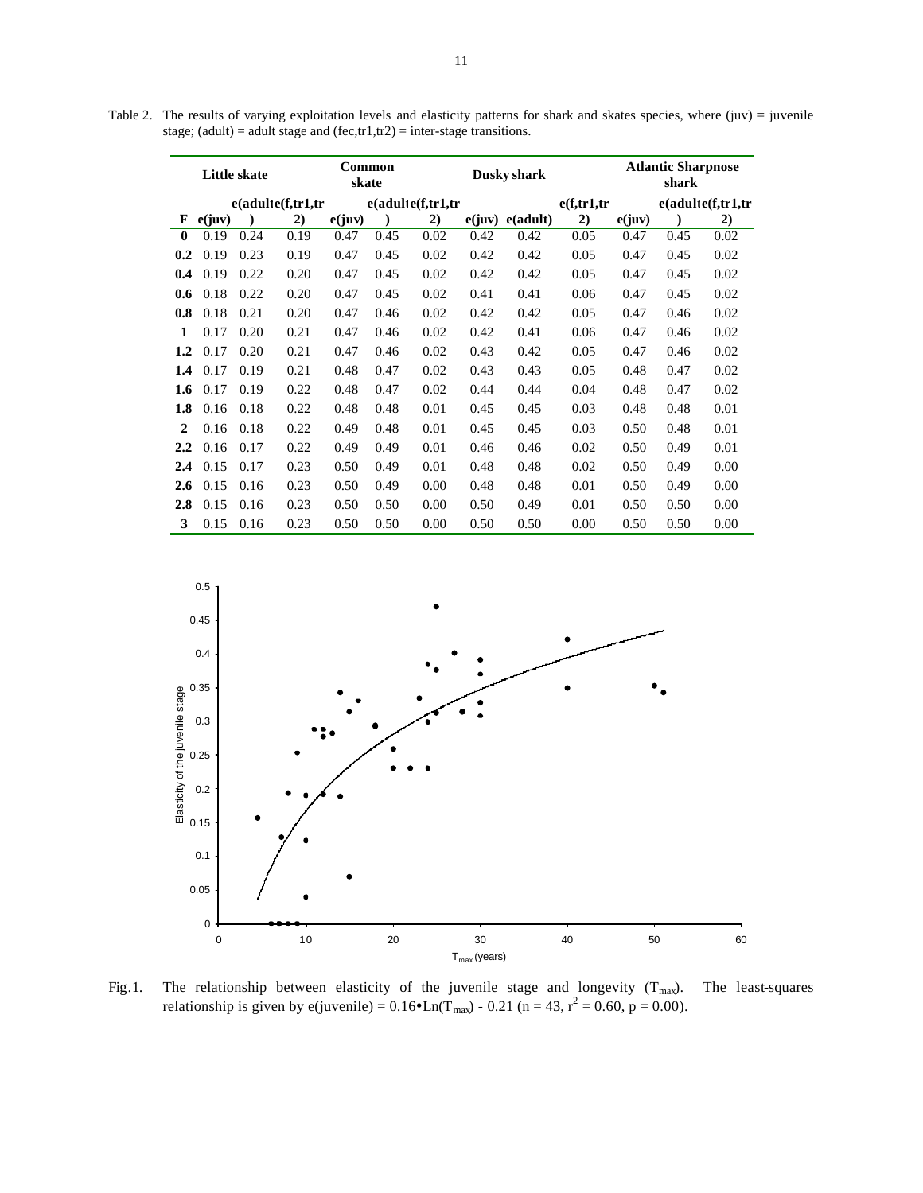Table 2. The results of varying exploitation levels and elasticity patterns for shark and skates species, where (juv) = juvenile stage; (adult) = adult stage and (fec,tr1,tr2) = inter-stage transitions.

| | Little skate | | | Common skate | | | Dusky shark | | | Atlantic Sharpnose shark | | |
|---|---|---|---|---|---|---|---|---|---|---|---|---|
| F | e(juv) | e(adult) | e(f,tr1,tr2) | e(juv) | e(adult) | e(f,tr1,tr2) | e(juv) | e(adult) | e(f,tr1,tr2) | e(juv) | e(adult) | e(f,tr1,tr2) |
| 0 | 0.19 | 0.24 | 0.19 | 0.47 | 0.45 | 0.02 | 0.42 | 0.42 | 0.05 | 0.47 | 0.45 | 0.02 |
| 0.2 | 0.19 | 0.23 | 0.19 | 0.47 | 0.45 | 0.02 | 0.42 | 0.42 | 0.05 | 0.47 | 0.45 | 0.02 |
| 0.4 | 0.19 | 0.22 | 0.20 | 0.47 | 0.45 | 0.02 | 0.42 | 0.42 | 0.05 | 0.47 | 0.45 | 0.02 |
| 0.6 | 0.18 | 0.22 | 0.20 | 0.47 | 0.45 | 0.02 | 0.41 | 0.41 | 0.06 | 0.47 | 0.45 | 0.02 |
| 0.8 | 0.18 | 0.21 | 0.20 | 0.47 | 0.46 | 0.02 | 0.42 | 0.42 | 0.05 | 0.47 | 0.46 | 0.02 |
| 1 | 0.17 | 0.20 | 0.21 | 0.47 | 0.46 | 0.02 | 0.42 | 0.41 | 0.06 | 0.47 | 0.46 | 0.02 |
| 1.2 | 0.17 | 0.20 | 0.21 | 0.47 | 0.46 | 0.02 | 0.43 | 0.42 | 0.05 | 0.47 | 0.46 | 0.02 |
| 1.4 | 0.17 | 0.19 | 0.21 | 0.48 | 0.47 | 0.02 | 0.43 | 0.43 | 0.05 | 0.48 | 0.47 | 0.02 |
| 1.6 | 0.17 | 0.19 | 0.22 | 0.48 | 0.47 | 0.02 | 0.44 | 0.44 | 0.04 | 0.48 | 0.47 | 0.02 |
| 1.8 | 0.16 | 0.18 | 0.22 | 0.48 | 0.48 | 0.01 | 0.45 | 0.45 | 0.03 | 0.48 | 0.48 | 0.01 |
| 2 | 0.16 | 0.18 | 0.22 | 0.49 | 0.48 | 0.01 | 0.45 | 0.45 | 0.03 | 0.50 | 0.48 | 0.01 |
| 2.2 | 0.16 | 0.17 | 0.22 | 0.49 | 0.49 | 0.01 | 0.46 | 0.46 | 0.02 | 0.50 | 0.49 | 0.01 |
| 2.4 | 0.15 | 0.17 | 0.23 | 0.50 | 0.49 | 0.01 | 0.48 | 0.48 | 0.02 | 0.50 | 0.49 | 0.00 |
| 2.6 | 0.15 | 0.16 | 0.23 | 0.50 | 0.49 | 0.00 | 0.48 | 0.48 | 0.01 | 0.50 | 0.49 | 0.00 |
| 2.8 | 0.15 | 0.16 | 0.23 | 0.50 | 0.50 | 0.00 | 0.50 | 0.49 | 0.01 | 0.50 | 0.50 | 0.00 |
| 3 | 0.15 | 0.16 | 0.23 | 0.50 | 0.50 | 0.00 | 0.50 | 0.50 | 0.00 | 0.50 | 0.50 | 0.00 |

Fig.1. The relationship between elasticity of the juvenile stage and longevity ($T_{max}$). The least-squares relationship is given by e(juvenile) = $0.16 \cdot \mathrm{Ln}(T_{max}) - 0.21$ ($n = 43$, $r^2 = 0.60$, $p = 0.00$).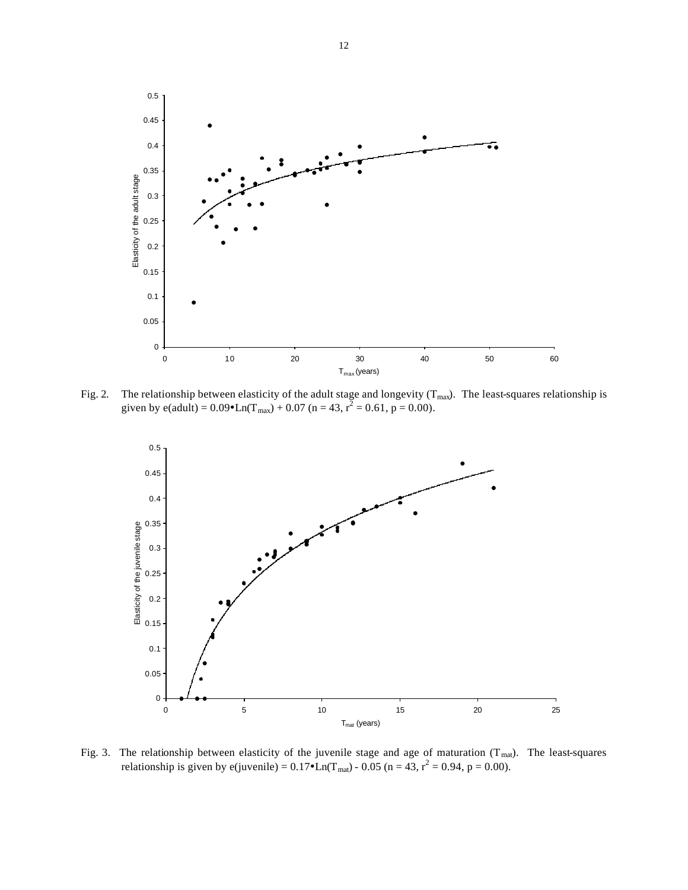Fig. 2. The relationship between elasticity of the adult stage and longevity ($T_{max}$). The least-squares relationship is given by e(adult) = $0.09 \bullet \text{Ln}(T_{max}) + 0.07$ ($n = 43$, $r^2 = 0.61$, $p = 0.00$).

Fig. 3. The relationship between elasticity of the juvenile stage and age of maturation ($T_{mat}$). The least-squares relationship is given by e(juvenile) = $0.17 \bullet \text{Ln}(T_{mat}) - 0.05$ ($n = 43$, $r^2 = 0.94$, $p = 0.00$).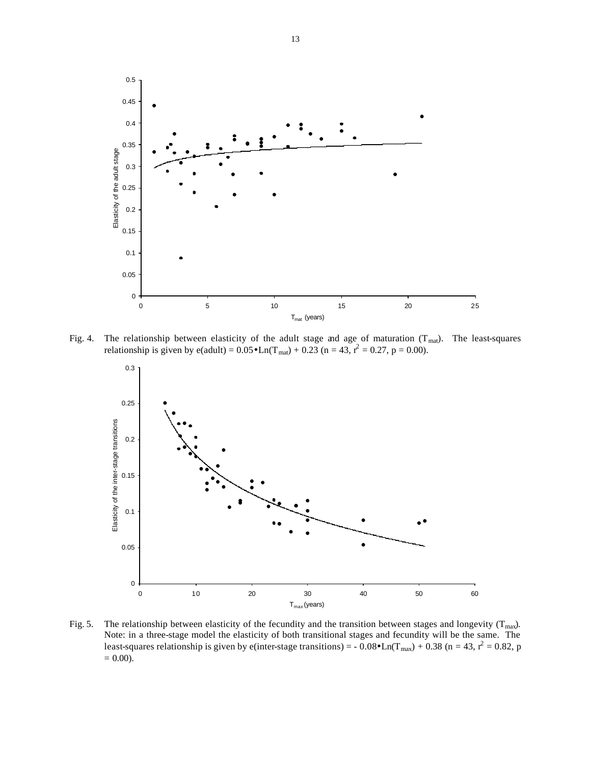Fig. 4. The relationship between elasticity of the adult stage and age of maturation ($T_{mat}$). The least-squares relationship is given by e(adult) = $0.05 \bullet Ln(T_{mat}) + 0.23$ ($n = 43$, $r^2 = 0.27$, $p = 0.00$).

Fig. 5. The relationship between elasticity of the fecundity and the transition between stages and longevity ($T_{max}$). Note: in a three-stage model the elasticity of both transitional stages and fecundity will be the same. The least-squares relationship is given by e(inter-stage transitions) = $- 0.08 \bullet Ln(T_{max}) + 0.38$ ($n = 43$, $r^2 = 0.82$, $p = 0.00$).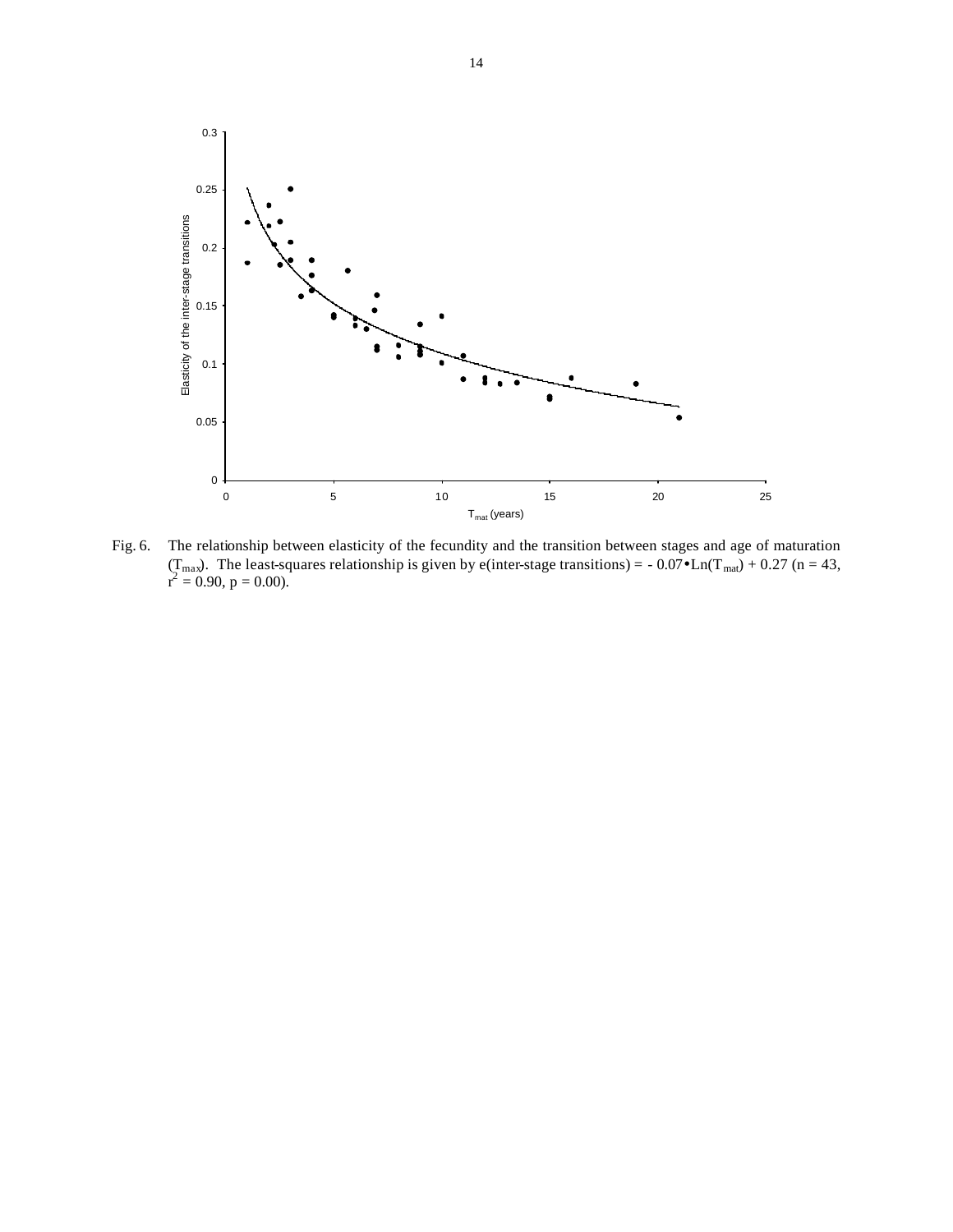Fig. 6. The relationship between elasticity of the fecundity and the transition between stages and age of maturation ($T_{max}$). The least-squares relationship is given by e(inter-stage transitions) = $-0.07 \bullet \mathrm{Ln}(T_{mat}) + 0.27$ ($n = 43$, $r^2 = 0.90$, $p = 0.00$).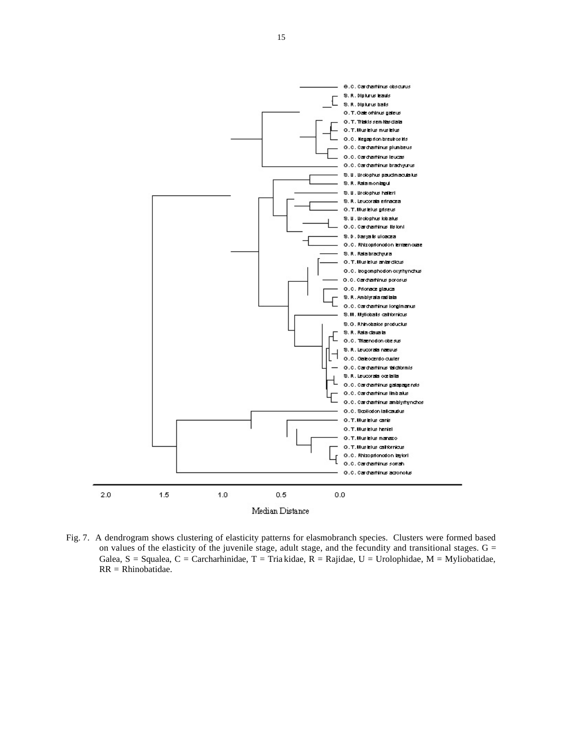Fig. 7. A dendrogram shows clustering of elasticity patterns for elasmobranch species. Clusters were formed based on values of the elasticity of the juvenile stage, adult stage, and the fecundity and transitional stages. G = Galea, S = Squalea, C = Carcharhinidae, T = Triakidae, R = Rajidae, U = Urolophidae, M = Myliobatidae, RR = Rhinobatidae.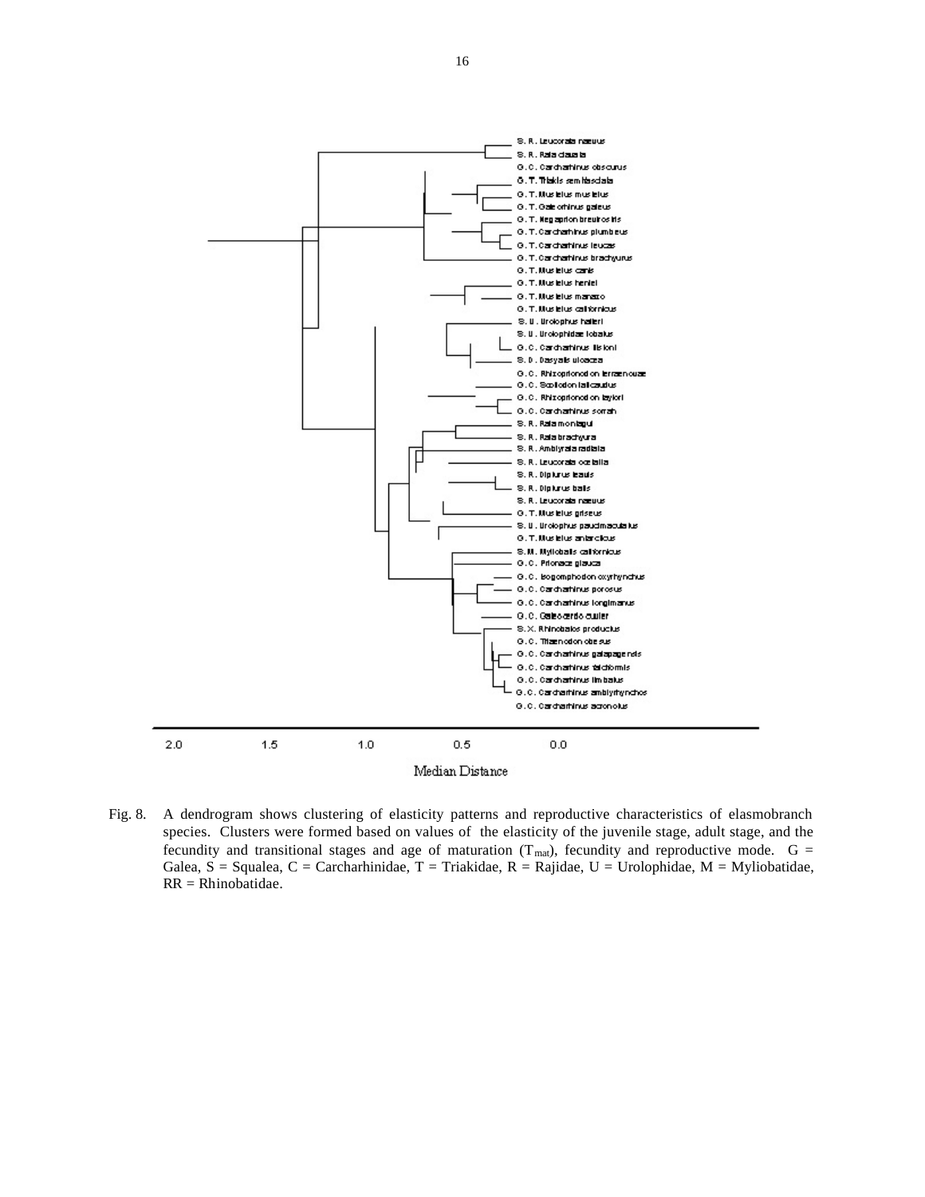Fig. 8. A dendrogram shows clustering of elasticity patterns and reproductive characteristics of elasmobranch species. Clusters were formed based on values of the elasticity of the juvenile stage, adult stage, and the fecundity and transitional stages and age of maturation ($T_{mat}$), fecundity and reproductive mode. G = Galea, S = Squalea, C = Carcharhinidae, T = Triakidae, R = Rajidae, U = Urolophidae, M = Myliobatidae, RR = Rhinobatidae.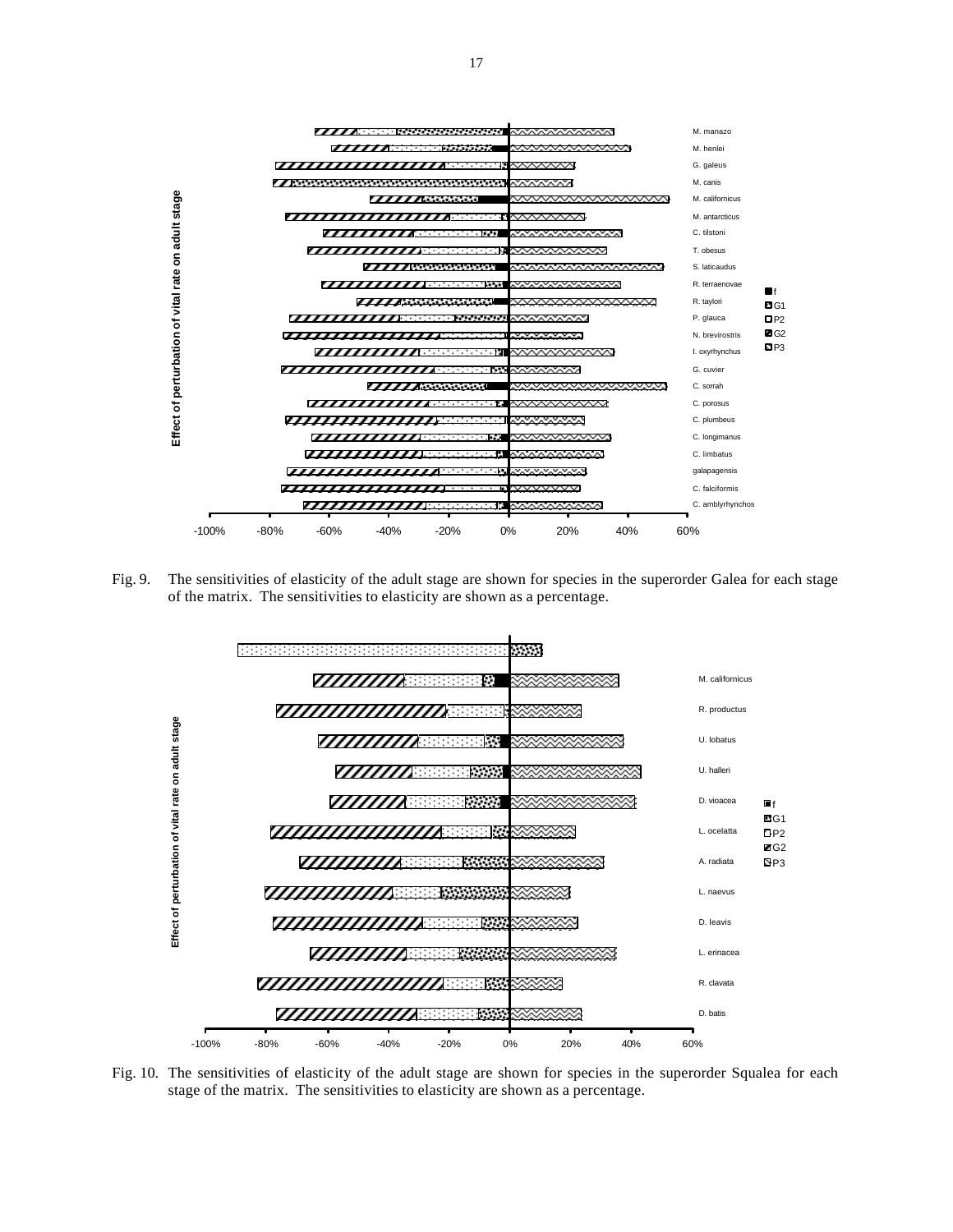Fig. 9. The sensitivities of elasticity of the adult stage are shown for species in the superorder Galea for each stage of the matrix. The sensitivities to elasticity are shown as a percentage.

Fig. 10. The sensitivities of elasticity of the adult stage are shown for species in the superorder Squalea for each stage of the matrix. The sensitivities to elasticity are shown as a percentage.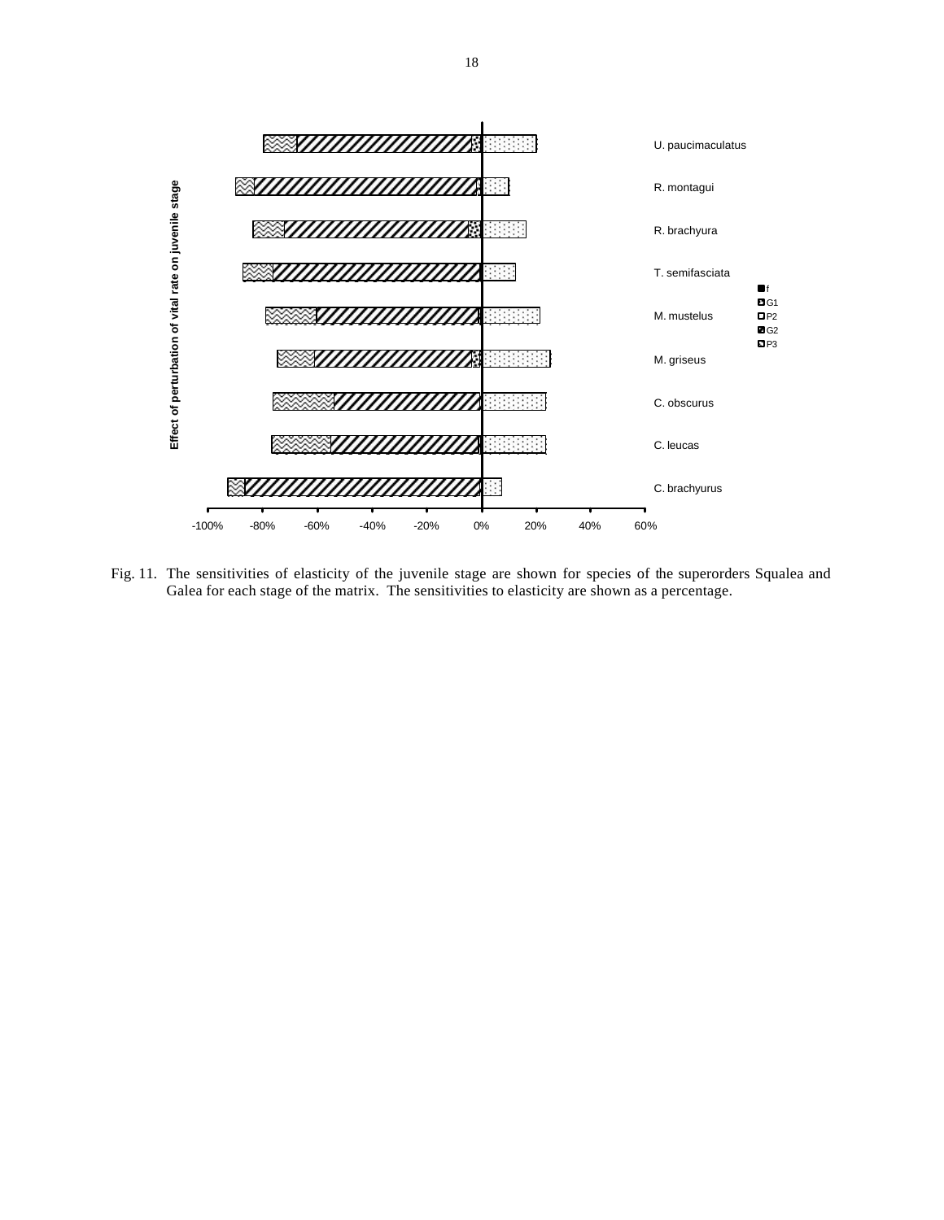Effect of perturbation of vital rate on juvenile stage

U. paucimaculatus

R. montagui

R. brachyura

T. semifasciata

M. mustelus

M. griseus

C. obscurus

C. leucas

C. brachyurus

f

G1

P2

G2

P3

-100%
-80%
-60%
-40%
-20%
0%
20%
40%
60%

Fig. 11. The sensitivities of elasticity of the juvenile stage are shown for species of the superorders Squalea and Galea for each stage of the matrix. The sensitivities to elasticity are shown as a percentage.